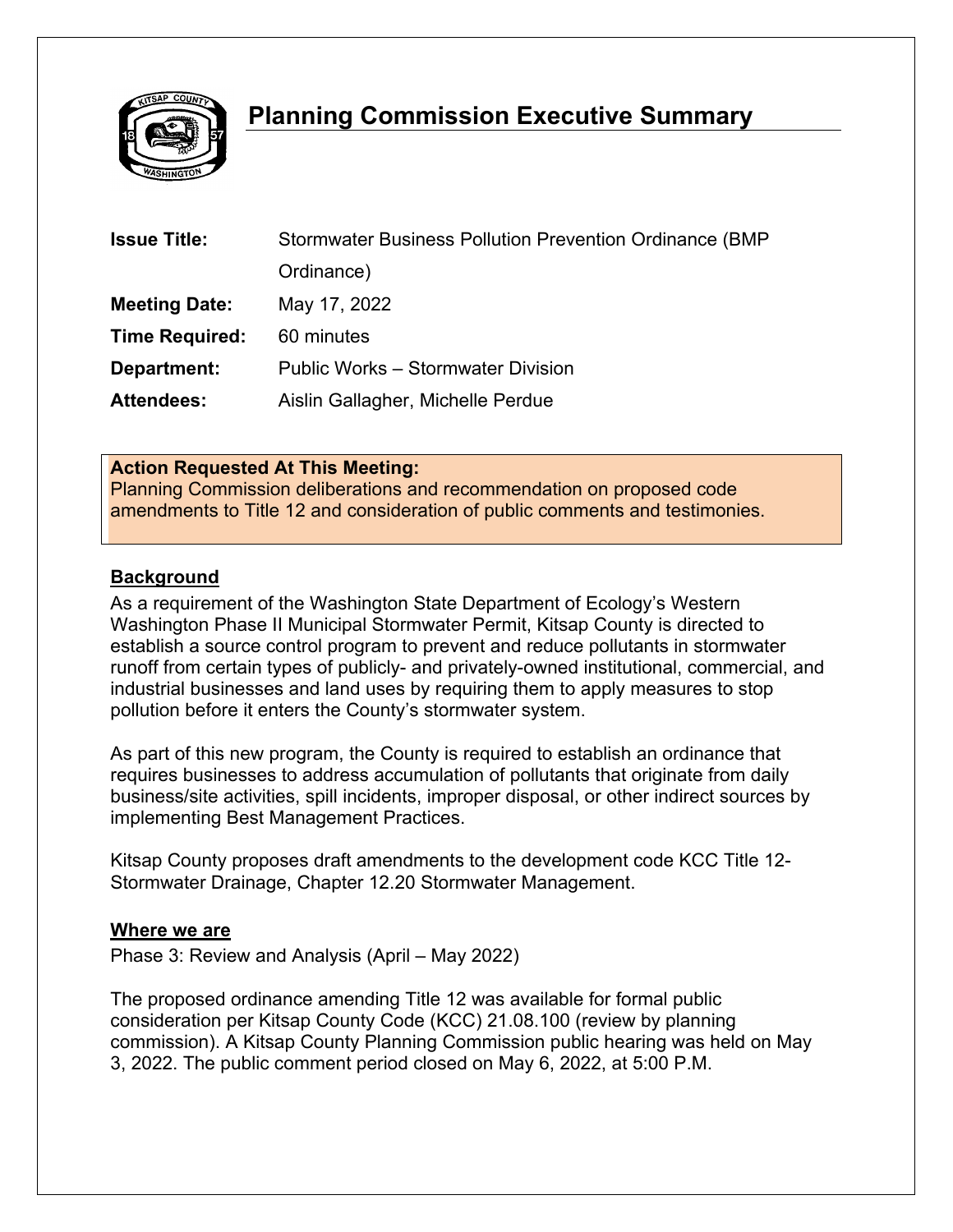# Planning Commission Executive Summary

| | |
|---|---|
| **Issue Title:** | Stormwater Business Pollution Prevention Ordinance (BMP Ordinance) |
| **Meeting Date:** | May 17, 2022 |
| **Time Required:** | 60 minutes |
| **Department:** | Public Works – Stormwater Division |
| **Attendees:** | Aislin Gallagher, Michelle Perdue |

**Action Requested At This Meeting:**
Planning Commission deliberations and recommendation on proposed code amendments to Title 12 and consideration of public comments and testimonies.

**Background**

As a requirement of the Washington State Department of Ecology's Western Washington Phase II Municipal Stormwater Permit, Kitsap County is directed to establish a source control program to prevent and reduce pollutants in stormwater runoff from certain types of publicly- and privately-owned institutional, commercial, and industrial businesses and land uses by requiring them to apply measures to stop pollution before it enters the County's stormwater system.

As part of this new program, the County is required to establish an ordinance that requires businesses to address accumulation of pollutants that originate from daily business/site activities, spill incidents, improper disposal, or other indirect sources by implementing Best Management Practices.

Kitsap County proposes draft amendments to the development code KCC Title 12-Stormwater Drainage, Chapter 12.20 Stormwater Management.

**Where we are**

Phase 3: Review and Analysis (April – May 2022)

The proposed ordinance amending Title 12 was available for formal public consideration per Kitsap County Code (KCC) 21.08.100 (review by planning commission). A Kitsap County Planning Commission public hearing was held on May 3, 2022. The public comment period closed on May 6, 2022, at 5:00 P.M.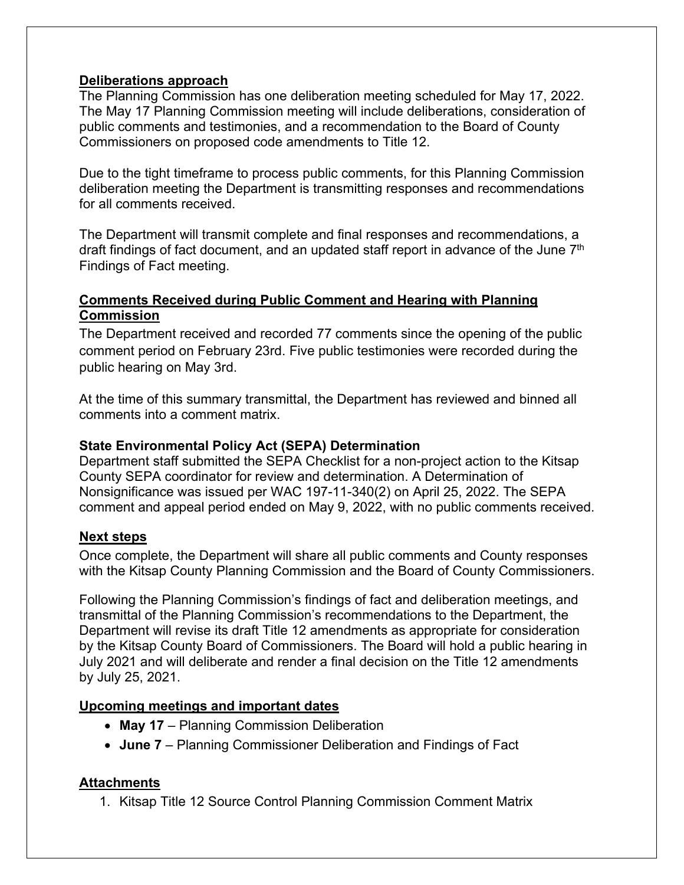## Deliberations approach

The Planning Commission has one deliberation meeting scheduled for May 17, 2022. The May 17 Planning Commission meeting will include deliberations, consideration of public comments and testimonies, and a recommendation to the Board of County Commissioners on proposed code amendments to Title 12.

Due to the tight timeframe to process public comments, for this Planning Commission deliberation meeting the Department is transmitting responses and recommendations for all comments received.

The Department will transmit complete and final responses and recommendations, a draft findings of fact document, and an updated staff report in advance of the June 7th Findings of Fact meeting.

## Comments Received during Public Comment and Hearing with Planning Commission

The Department received and recorded 77 comments since the opening of the public comment period on February 23rd. Five public testimonies were recorded during the public hearing on May 3rd.

At the time of this summary transmittal, the Department has reviewed and binned all comments into a comment matrix.

### State Environmental Policy Act (SEPA) Determination

Department staff submitted the SEPA Checklist for a non-project action to the Kitsap County SEPA coordinator for review and determination. A Determination of Nonsignificance was issued per WAC 197-11-340(2) on April 25, 2022. The SEPA comment and appeal period ended on May 9, 2022, with no public comments received.

## Next steps

Once complete, the Department will share all public comments and County responses with the Kitsap County Planning Commission and the Board of County Commissioners.

Following the Planning Commission's findings of fact and deliberation meetings, and transmittal of the Planning Commission's recommendations to the Department, the Department will revise its draft Title 12 amendments as appropriate for consideration by the Kitsap County Board of Commissioners. The Board will hold a public hearing in July 2021 and will deliberate and render a final decision on the Title 12 amendments by July 25, 2021.

## Upcoming meetings and important dates

- **May 17** – Planning Commission Deliberation
- **June 7** – Planning Commissioner Deliberation and Findings of Fact

## Attachments

1. Kitsap Title 12 Source Control Planning Commission Comment Matrix